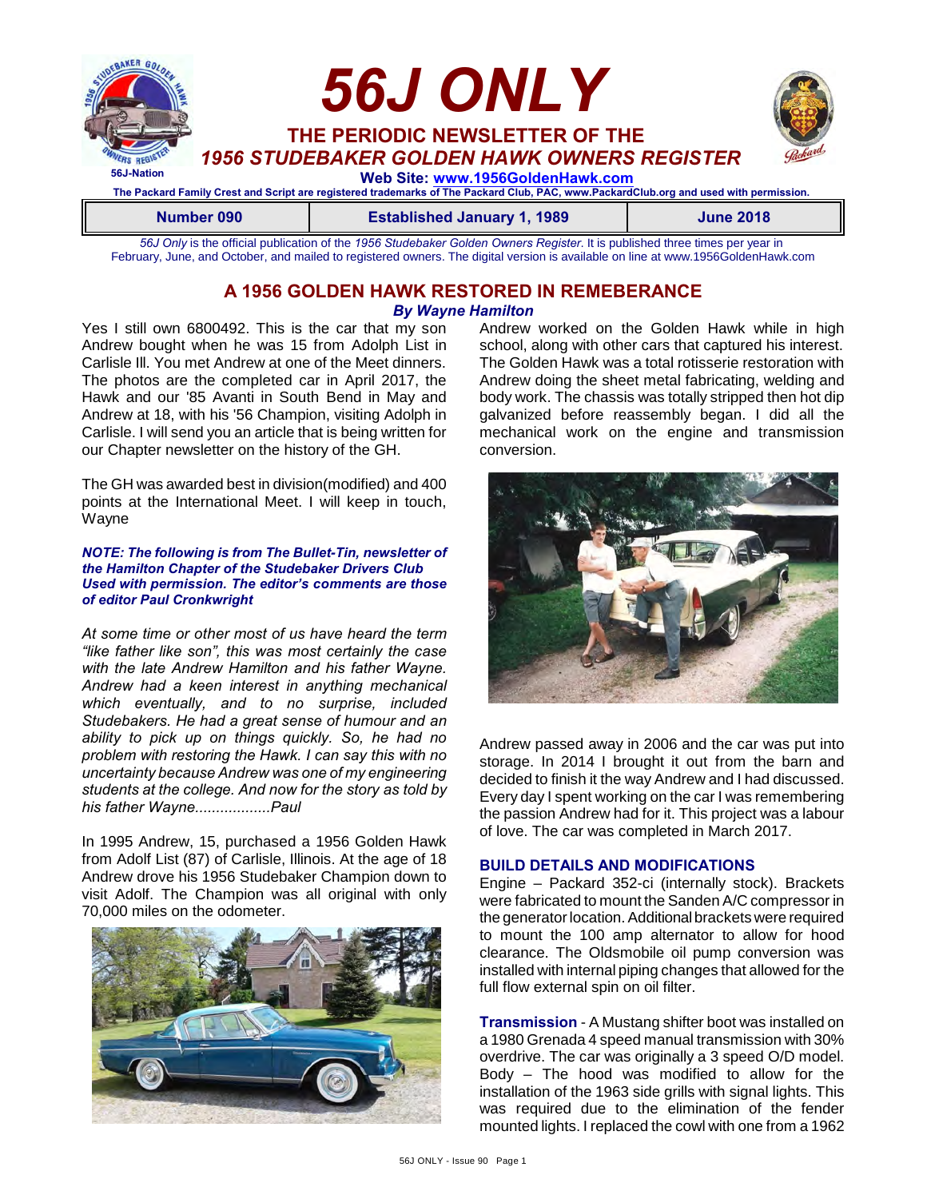# 56J ONLY

## THE PERIODIC NEWSLETTER OF THE
## *1956 STUDEBAKER GOLDEN HAWK OWNERS REGISTER*

56J-Nation

**Web Site: www.1956GoldenHawk.com**

**The Packard Family Crest and Script are registered trademarks of The Packard Club, PAC, www.PackardClub.org and used with permission.**

| Number 090 | Established January 1, 1989 | June 2018 |
|---|---|---|

*56J Only* is the official publication of the *1956 Studebaker Golden Owners Register*. It is published three times per year in February, June, and October, and mailed to registered owners. The digital version is available on line at www.1956GoldenHawk.com

## A 1956 GOLDEN HAWK RESTORED IN REMEBERANCE

***By Wayne Hamilton***

Yes I still own 6800492. This is the car that my son Andrew bought when he was 15 from Adolph List in Carlisle Ill. You met Andrew at one of the Meet dinners. The photos are the completed car in April 2017, the Hawk and our '85 Avanti in South Bend in May and Andrew at 18, with his '56 Champion, visiting Adolph in Carlisle. I will send you an article that is being written for our Chapter newsletter on the history of the GH.

The GH was awarded best in division(modified) and 400 points at the International Meet. I will keep in touch, Wayne

***NOTE: The following is from The Bullet-Tin, newsletter of the Hamilton Chapter of the Studebaker Drivers Club Used with permission. The editor's comments are those of editor Paul Cronkwright***

*At some time or other most of us have heard the term "like father like son", this was most certainly the case with the late Andrew Hamilton and his father Wayne. Andrew had a keen interest in anything mechanical which eventually, and to no surprise, included Studebakers. He had a great sense of humour and an ability to pick up on things quickly. So, he had no problem with restoring the Hawk. I can say this with no uncertainty because Andrew was one of my engineering students at the college. And now for the story as told by his father Wayne..................Paul*

In 1995 Andrew, 15, purchased a 1956 Golden Hawk from Adolf List (87) of Carlisle, Illinois. At the age of 18 Andrew drove his 1956 Studebaker Champion down to visit Adolf. The Champion was all original with only 70,000 miles on the odometer.

Andrew worked on the Golden Hawk while in high school, along with other cars that captured his interest. The Golden Hawk was a total rotisserie restoration with Andrew doing the sheet metal fabricating, welding and body work. The chassis was totally stripped then hot dip galvanized before reassembly began. I did all the mechanical work on the engine and transmission conversion.

Andrew passed away in 2006 and the car was put into storage. In 2014 I brought it out from the barn and decided to finish it the way Andrew and I had discussed. Every day I spent working on the car I was remembering the passion Andrew had for it. This project was a labour of love. The car was completed in March 2017.

### BUILD DETAILS AND MODIFICATIONS

Engine – Packard 352-ci (internally stock). Brackets were fabricated to mount the Sanden A/C compressor in the generator location. Additional brackets were required to mount the 100 amp alternator to allow for hood clearance. The Oldsmobile oil pump conversion was installed with internal piping changes that allowed for the full flow external spin on oil filter.

**Transmission** - A Mustang shifter boot was installed on a 1980 Grenada 4 speed manual transmission with 30% overdrive. The car was originally a 3 speed O/D model. Body – The hood was modified to allow for the installation of the 1963 side grills with signal lights. This was required due to the elimination of the fender mounted lights. I replaced the cowl with one from a 1962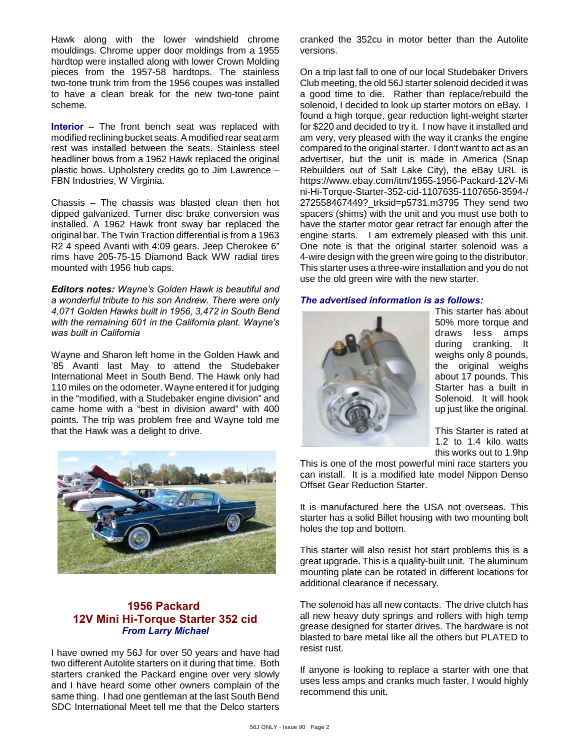Hawk along with the lower windshield chrome mouldings. Chrome upper door moldings from a 1955 hardtop were installed along with lower Crown Molding pieces from the 1957-58 hardtops. The stainless two-tone trunk trim from the 1956 coupes was installed to have a clean break for the new two-tone paint scheme.

**Interior** – The front bench seat was replaced with modified reclining bucket seats. A modified rear seat arm rest was installed between the seats. Stainless steel headliner bows from a 1962 Hawk replaced the original plastic bows. Upholstery credits go to Jim Lawrence – FBN Industries, W Virginia.

Chassis – The chassis was blasted clean then hot dipped galvanized. Turner disc brake conversion was installed. A 1962 Hawk front sway bar replaced the original bar. The Twin Traction differential is from a 1963 R2 4 speed Avanti with 4:09 gears. Jeep Cherokee 6" rims have 205-75-15 Diamond Back WW radial tires mounted with 1956 hub caps.

***Editors notes:*** *Wayne's Golden Hawk is beautiful and a wonderful tribute to his son Andrew. There were only 4,071 Golden Hawks built in 1956, 3,472 in South Bend with the remaining 601 in the California plant. Wayne's was built in California*

Wayne and Sharon left home in the Golden Hawk and '85 Avanti last May to attend the Studebaker International Meet in South Bend. The Hawk only had 110 miles on the odometer. Wayne entered it for judging in the "modified, with a Studebaker engine division" and came home with a "best in division award" with 400 points. The trip was problem free and Wayne told me that the Hawk was a delight to drive.

## 1956 Packard 12V Mini Hi-Torque Starter 352 cid

***From Larry Michael***

I have owned my 56J for over 50 years and have had two different Autolite starters on it during that time. Both starters cranked the Packard engine over very slowly and I have heard some other owners complain of the same thing. I had one gentleman at the last South Bend SDC International Meet tell me that the Delco starters cranked the 352cu in motor better than the Autolite versions.

On a trip last fall to one of our local Studebaker Drivers Club meeting, the old 56J starter solenoid decided it was a good time to die. Rather than replace/rebuild the solenoid, I decided to look up starter motors on eBay. I found a high torque, gear reduction light-weight starter for $220 and decided to try it. I now have it installed and am very, very pleased with the way it cranks the engine compared to the original starter. I don't want to act as an advertiser, but the unit is made in America (Snap Rebuilders out of Salt Lake City), the eBay URL is https://www.ebay.com/itm/1955-1956-Packard-12V-Mini-Hi-Torque-Starter-352-cid-1107635-1107656-3594-/272558467449?_trksid=p5731.m3795 They send two spacers (shims) with the unit and you must use both to have the starter motor gear retract far enough after the engine starts. I am extremely pleased with this unit. One note is that the original starter solenoid was a 4-wire design with the green wire going to the distributor. This starter uses a three-wire installation and you do not use the old green wire with the new starter.

***The advertised information is as follows:***

This starter has about 50% more torque and draws less amps during cranking. It weighs only 8 pounds, the original weighs about 17 pounds. This Starter has a built in Solenoid. It will hook up just like the original.

This Starter is rated at 1.2 to 1.4 kilo watts this works out to 1.9hp

This is one of the most powerful mini race starters you can install. It is a modified late model Nippon Denso Offset Gear Reduction Starter.

It is manufactured here the USA not overseas. This starter has a solid Billet housing with two mounting bolt holes the top and bottom.

This starter will also resist hot start problems this is a great upgrade. This is a quality-built unit. The aluminum mounting plate can be rotated in different locations for additional clearance if necessary.

The solenoid has all new contacts. The drive clutch has all new heavy duty springs and rollers with high temp grease designed for starter drives. The hardware is not blasted to bare metal like all the others but PLATED to resist rust.

If anyone is looking to replace a starter with one that uses less amps and cranks much faster, I would highly recommend this unit.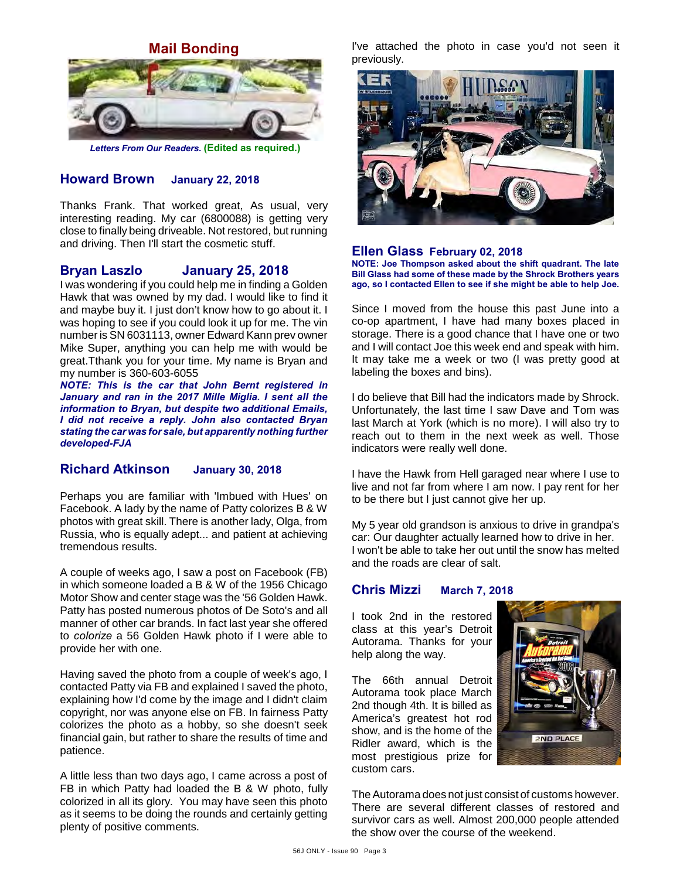## Mail Bonding

*Letters From Our Readers.* **(Edited as required.)**

### Howard Brown January 22, 2018

Thanks Frank. That worked great, As usual, very interesting reading. My car (6800088) is getting very close to finally being driveable. Not restored, but running and driving. Then I'll start the cosmetic stuff.

### Bryan Laszlo January 25, 2018

I was wondering if you could help me in finding a Golden Hawk that was owned by my dad. I would like to find it and maybe buy it. I just don't know how to go about it. I was hoping to see if you could look it up for me. The vin number is SN 6031113, owner Edward Kann prev owner Mike Super, anything you can help me with would be great.Tthank you for your time. My name is Bryan and my number is 360-603-6055

***NOTE: This is the car that John Bernt registered in January and ran in the 2017 Mille Miglia. I sent all the information to Bryan, but despite two additional Emails, I did not receive a reply. John also contacted Bryan stating the car was for sale, but apparently nothing further developed-FJA***

### Richard Atkinson January 30, 2018

Perhaps you are familiar with 'Imbued with Hues' on Facebook. A lady by the name of Patty colorizes B & W photos with great skill. There is another lady, Olga, from Russia, who is equally adept... and patient at achieving tremendous results.

A couple of weeks ago, I saw a post on Facebook (FB) in which someone loaded a B & W of the 1956 Chicago Motor Show and center stage was the '56 Golden Hawk. Patty has posted numerous photos of De Soto's and all manner of other car brands. In fact last year she offered to *colorize* a 56 Golden Hawk photo if I were able to provide her with one.

Having saved the photo from a couple of week's ago, I contacted Patty via FB and explained I saved the photo, explaining how I'd come by the image and I didn't claim copyright, nor was anyone else on FB. In fairness Patty colorizes the photo as a hobby, so she doesn't seek financial gain, but rather to share the results of time and patience.

A little less than two days ago, I came across a post of FB in which Patty had loaded the B & W photo, fully colorized in all its glory. You may have seen this photo as it seems to be doing the rounds and certainly getting plenty of positive comments.

I've attached the photo in case you'd not seen it previously.

### Ellen Glass February 02, 2018

**NOTE: Joe Thompson asked about the shift quadrant. The late Bill Glass had some of these made by the Shrock Brothers years ago, so I contacted Ellen to see if she might be able to help Joe.**

Since I moved from the house this past June into a co-op apartment, I have had many boxes placed in storage. There is a good chance that I have one or two and I will contact Joe this week end and speak with him. It may take me a week or two (I was pretty good at labeling the boxes and bins).

I do believe that Bill had the indicators made by Shrock. Unfortunately, the last time I saw Dave and Tom was last March at York (which is no more). I will also try to reach out to them in the next week as well. Those indicators were really well done.

I have the Hawk from Hell garaged near where I use to live and not far from where I am now. I pay rent for her to be there but I just cannot give her up.

My 5 year old grandson is anxious to drive in grandpa's car: Our daughter actually learned how to drive in her. I won't be able to take her out until the snow has melted and the roads are clear of salt.

### Chris Mizzi March 7, 2018

I took 2nd in the restored class at this year's Detroit Autorama. Thanks for your help along the way.

The 66th annual Detroit Autorama took place March 2nd though 4th. It is billed as America's greatest hot rod show, and is the home of the Ridler award, which is the most prestigious prize for custom cars.

The Autorama does not just consist of customs however. There are several different classes of restored and survivor cars as well. Almost 200,000 people attended the show over the course of the weekend.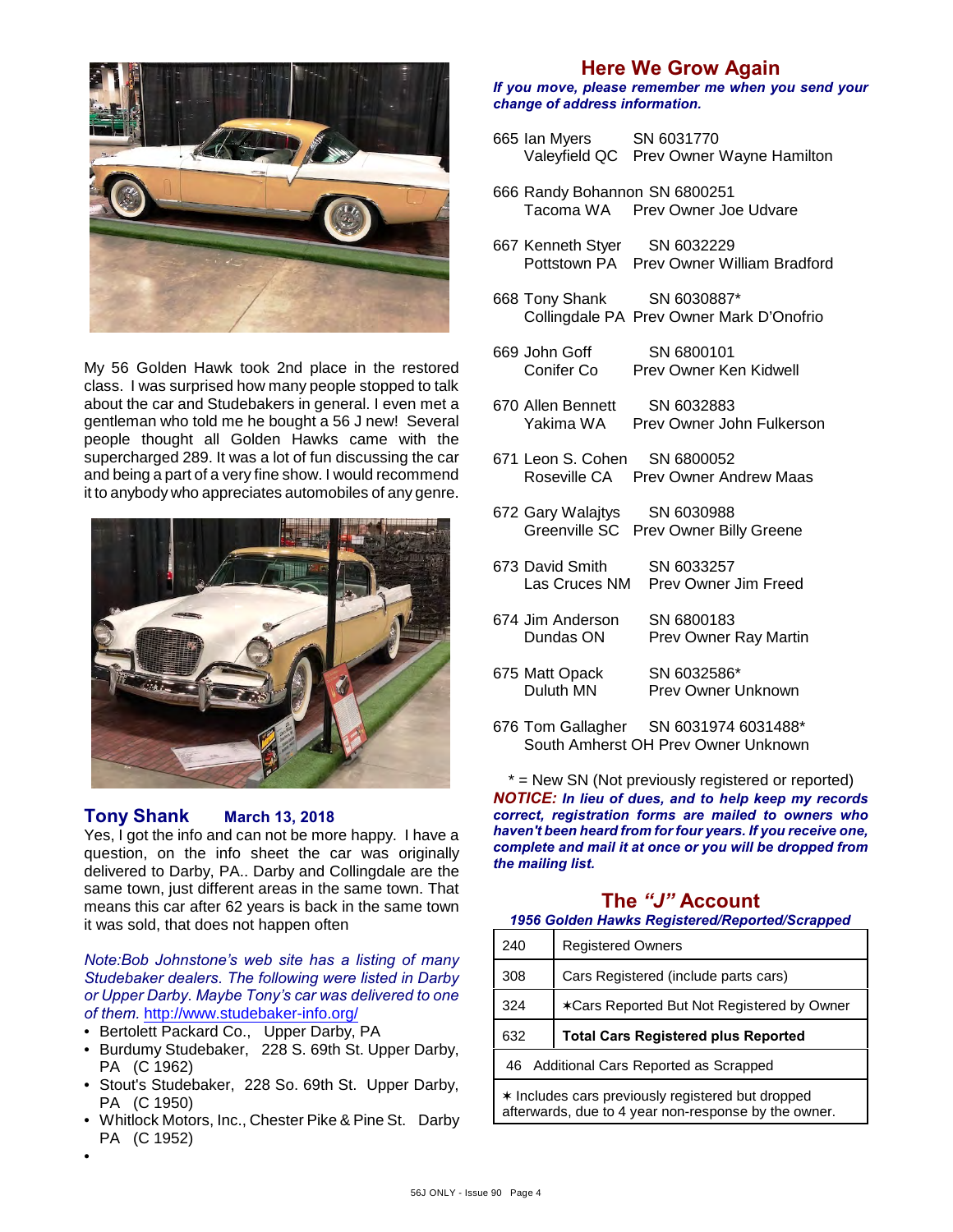My 56 Golden Hawk took 2nd place in the restored class. I was surprised how many people stopped to talk about the car and Studebakers in general. I even met a gentleman who told me he bought a 56 J new! Several people thought all Golden Hawks came with the supercharged 289. It was a lot of fun discussing the car and being a part of a very fine show. I would recommend it to anybody who appreciates automobiles of any genre.

## Tony Shank **March 13, 2018**

Yes, I got the info and can not be more happy. I have a question, on the info sheet the car was originally delivered to Darby, PA.. Darby and Collingdale are the same town, just different areas in the same town. That means this car after 62 years is back in the same town it was sold, that does not happen often

*Note:Bob Johnstone's web site has a listing of many Studebaker dealers. The following were listed in Darby or Upper Darby. Maybe Tony's car was delivered to one of them.* http://www.studebaker-info.org/

- Bertolett Packard Co., Upper Darby, PA
- Burdumy Studebaker, 228 S. 69th St. Upper Darby, PA (C 1962)
- Stout's Studebaker, 228 So. 69th St. Upper Darby, PA (C 1950)
- Whitlock Motors, Inc., Chester Pike & Pine St. Darby PA (C 1952)

## Here We Grow Again

***If you move, please remember me when you send your change of address information.***

665 Ian Myers SN 6031770
Valeyfield QC Prev Owner Wayne Hamilton

666 Randy Bohannon SN 6800251
Tacoma WA Prev Owner Joe Udvare

667 Kenneth Styer SN 6032229
Pottstown PA Prev Owner William Bradford

668 Tony Shank SN 6030887*
Collingdale PA Prev Owner Mark D'Onofrio

669 John Goff SN 6800101
Conifer Co Prev Owner Ken Kidwell

670 Allen Bennett SN 6032883
Yakima WA Prev Owner John Fulkerson

671 Leon S. Cohen SN 6800052
Roseville CA Prev Owner Andrew Maas

672 Gary Walajtys SN 6030988
Greenville SC Prev Owner Billy Greene

673 David Smith SN 6033257
Las Cruces NM Prev Owner Jim Freed

674 Jim Anderson SN 6800183
Dundas ON Prev Owner Ray Martin

675 Matt Opack SN 6032586*
Duluth MN Prev Owner Unknown

676 Tom Gallagher SN 6031974 6031488*
South Amherst OH Prev Owner Unknown

\* = New SN (Not previously registered or reported)

***NOTICE:*** ***In lieu of dues, and to help keep my records correct, registration forms are mailed to owners who haven't been heard from for four years. If you receive one, complete and mail it at once or you will be dropped from the mailing list.***

## The *"J"* Account

***1956 Golden Hawks Registered/Reported/Scrapped***

| | |
|---|---|
| 240 | Registered Owners |
| 308 | Cars Registered (include parts cars) |
| 324 | ✶Cars Reported But Not Registered by Owner |
| 632 | **Total Cars Registered plus Reported** |
| 46 Additional Cars Reported as Scrapped | |
| ✶ Includes cars previously registered but dropped afterwards, due to 4 year non-response by the owner. | |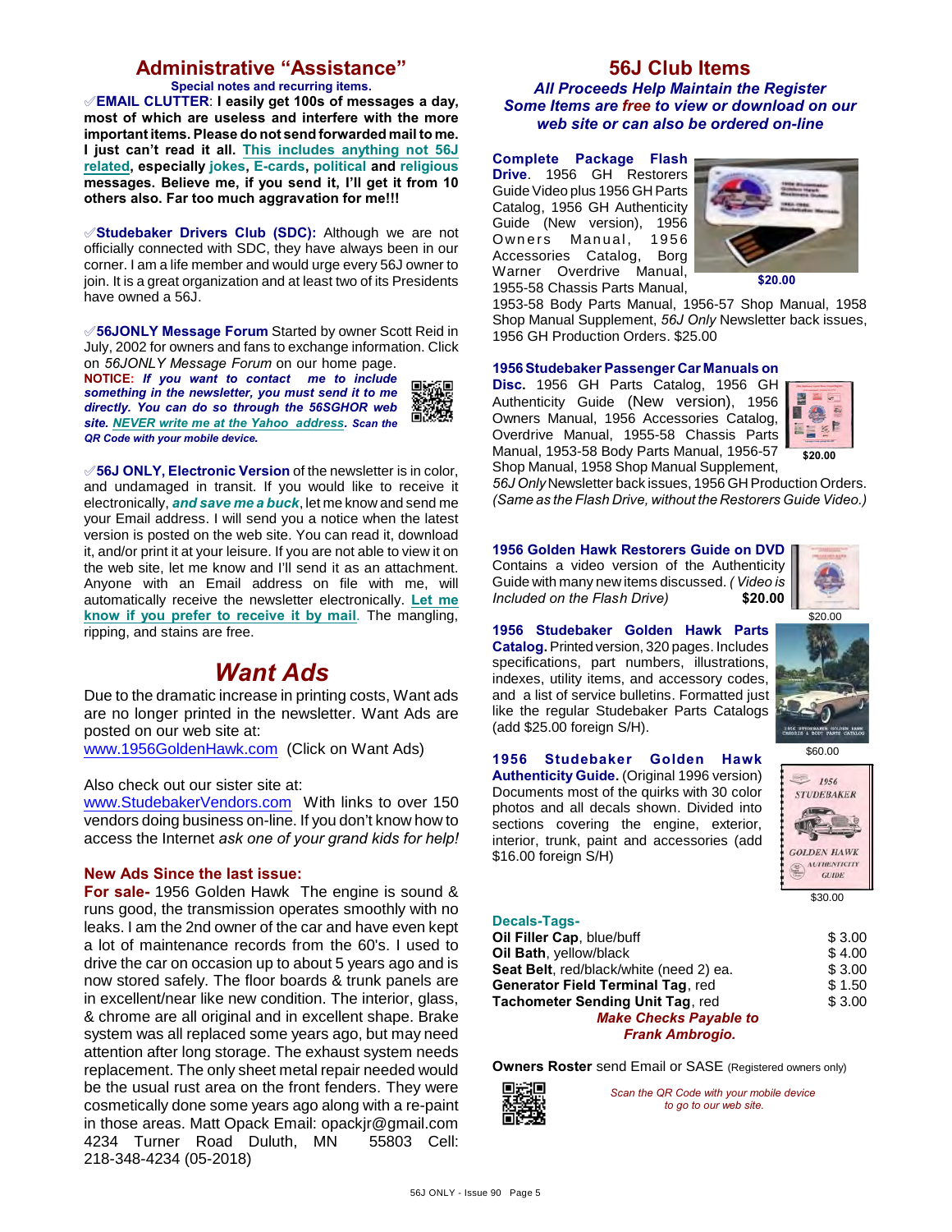## Administrative "Assistance"

**Special notes and recurring items.**

✅**EMAIL CLUTTER**: **I easily get 100s of messages a day, most of which are useless and interfere with the more important items. Please do not send forwarded mail to me. I just can't read it all. This includes anything not 56J related, especially jokes, E-cards, political and religious messages. Believe me, if you send it, I'll get it from 10 others also. Far too much aggravation for me!!!**

✅**Studebaker Drivers Club (SDC):** Although we are not officially connected with SDC, they have always been in our corner. I am a life member and would urge every 56J owner to join. It is a great organization and at least two of its Presidents have owned a 56J.

✅**56JONLY Message Forum** Started by owner Scott Reid in July, 2002 for owners and fans to exchange information. Click on *56JONLY Message Forum* on our home page.

**NOTICE:** ***If you want to contact me to include something in the newsletter, you must send it to me directly. You can do so through the 56SGHOR web site. NEVER write me at the Yahoo address. Scan the QR Code with your mobile device.***

✅**56J ONLY, Electronic Version** of the newsletter is in color, and undamaged in transit. If you would like to receive it electronically, ***and save me a buck***, let me know and send me your Email address. I will send you a notice when the latest version is posted on the web site. You can read it, download it, and/or print it at your leisure. If you are not able to view it on the web site, let me know and I'll send it as an attachment. Anyone with an Email address on file with me, will automatically receive the newsletter electronically. **Let me know if you prefer to receive it by mail**. The mangling, ripping, and stains are free.

## *Want Ads*

Due to the dramatic increase in printing costs, Want ads are no longer printed in the newsletter. Want Ads are posted on our web site at:
www.1956GoldenHawk.com (Click on Want Ads)

Also check out our sister site at:
www.StudebakerVendors.com With links to over 150 vendors doing business on-line. If you don't know how to access the Internet *ask one of your grand kids for help!*

**New Ads Since the last issue:**

**For sale-** 1956 Golden Hawk The engine is sound & runs good, the transmission operates smoothly with no leaks. I am the 2nd owner of the car and have even kept a lot of maintenance records from the 60's. I used to drive the car on occasion up to about 5 years ago and is now stored safely. The floor boards & trunk panels are in excellent/near like new condition. The interior, glass, & chrome are all original and in excellent shape. Brake system was all replaced some years ago, but may need attention after long storage. The exhaust system needs replacement. The only sheet metal repair needed would be the usual rust area on the front fenders. They were cosmetically done some years ago along with a re-paint in those areas. Matt Opack Email: opackjr@gmail.com 4234 Turner Road Duluth, MN 55803 Cell: 218-348-4234 (05-2018)

## 56J Club Items

***All Proceeds Help Maintain the Register***
***Some Items are free to view or download on our web site or can also be ordered on-line***

**Complete Package Flash Drive**. 1956 GH Restorers Guide Video plus 1956 GH Parts Catalog, 1956 GH Authenticity Guide (New version), 1956 Owners Manual, 1956 Accessories Catalog, Borg Warner Overdrive Manual, 1955-58 Chassis Parts Manual, 1953-58 Body Parts Manual, 1956-57 Shop Manual, 1958 Shop Manual Supplement, *56J Only* Newsletter back issues, 1956 GH Production Orders. $25.00

**$20.00**

**1956 Studebaker Passenger Car Manuals on Disc.** 1956 GH Parts Catalog, 1956 GH Authenticity Guide (New version), 1956 Owners Manual, 1956 Accessories Catalog, Overdrive Manual, 1955-58 Chassis Parts Manual, 1953-58 Body Parts Manual, 1956-57 Shop Manual, 1958 Shop Manual Supplement, *56J Only* Newsletter back issues, 1956 GH Production Orders. *(Same as the Flash Drive, without the Restorers Guide Video.)*

**$20.00**

**1956 Golden Hawk Restorers Guide on DVD** Contains a video version of the Authenticity Guide with many new items discussed. *( Video is Included on the Flash Drive)* **$20.00**

$20.00

**1956 Studebaker Golden Hawk Parts Catalog.** Printed version, 320 pages. Includes specifications, part numbers, illustrations, indexes, utility items, and accessory codes, and a list of service bulletins. Formatted just like the regular Studebaker Parts Catalogs (add $25.00 foreign S/H).

$60.00

**1956 Studebaker Golden Hawk Authenticity Guide.** (Original 1996 version) Documents most of the quirks with 30 color photos and all decals shown. Divided into sections covering the engine, exterior, interior, trunk, paint and accessories (add $16.00 foreign S/H)

$30.00

**Decals-Tags-**

| | |
|---|---|
| **Oil Filler Cap**, blue/buff | $ 3.00 |
| **Oil Bath**, yellow/black | $ 4.00 |
| **Seat Belt**, red/black/white (need 2) ea. | $ 3.00 |
| **Generator Field Terminal Tag**, red | $ 1.50 |
| **Tachometer Sending Unit Tag**, red | $ 3.00 |

***Make Checks Payable to Frank Ambrogio.***

**Owners Roster** send Email or SASE (Registered owners only)

*Scan the QR Code with your mobile device to go to our web site.*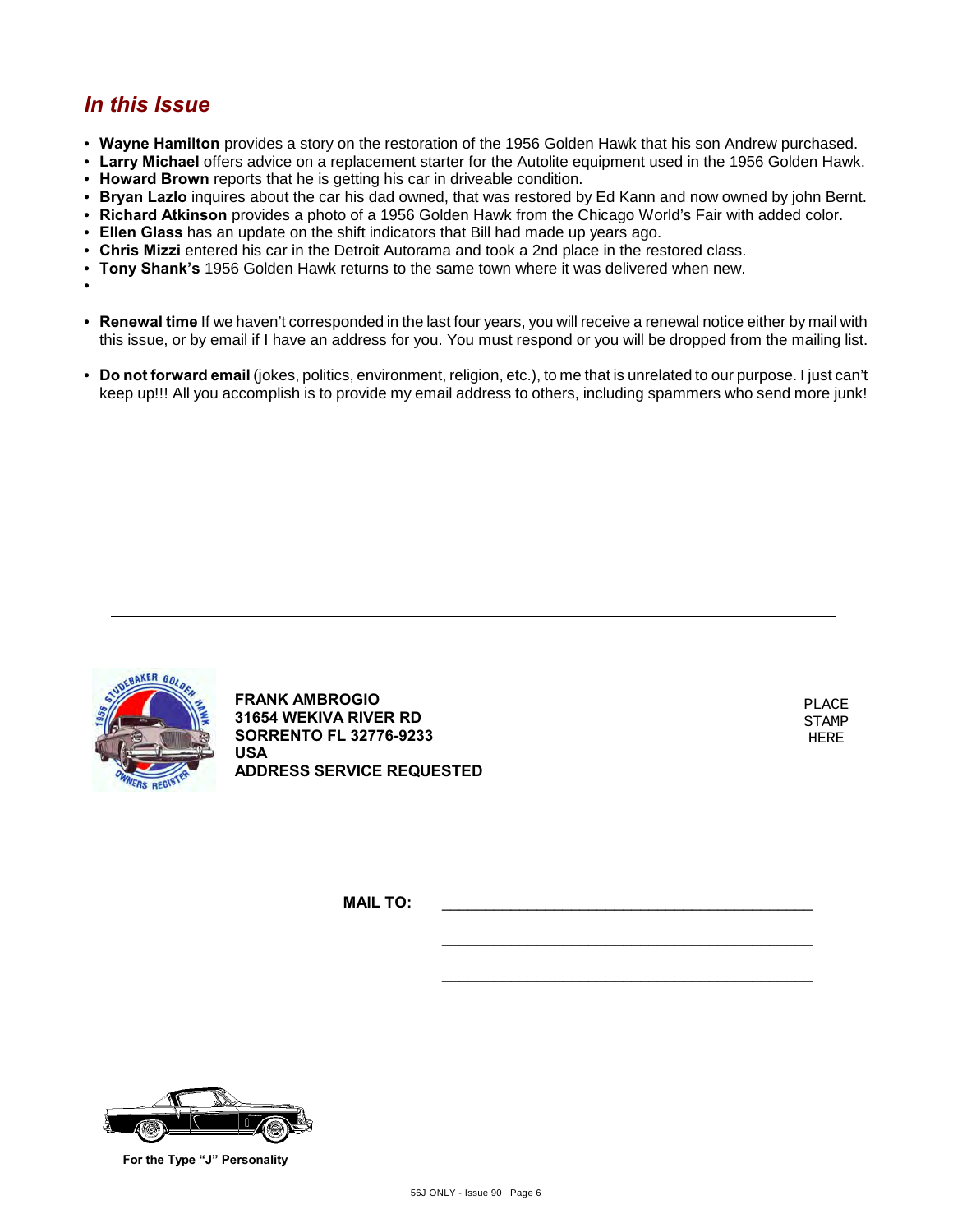## *In this Issue*

- **Wayne Hamilton** provides a story on the restoration of the 1956 Golden Hawk that his son Andrew purchased.
- **Larry Michael** offers advice on a replacement starter for the Autolite equipment used in the 1956 Golden Hawk.
- **Howard Brown** reports that he is getting his car in driveable condition.
- **Bryan Lazlo** inquires about the car his dad owned, that was restored by Ed Kann and now owned by john Bernt.
- **Richard Atkinson** provides a photo of a 1956 Golden Hawk from the Chicago World's Fair with added color.
- **Ellen Glass** has an update on the shift indicators that Bill had made up years ago.
- **Chris Mizzi** entered his car in the Detroit Autorama and took a 2nd place in the restored class.
- **Tony Shank's** 1956 Golden Hawk returns to the same town where it was delivered when new.
-

- **Renewal time** If we haven't corresponded in the last four years, you will receive a renewal notice either by mail with this issue, or by email if I have an address for you. You must respond or you will be dropped from the mailing list.

- **Do not forward email** (jokes, politics, environment, religion, etc.), to me that is unrelated to our purpose. I just can't keep up!!! All you accomplish is to provide my email address to others, including spammers who send more junk!

---

**FRANK AMBROGIO**
**31654 WEKIVA RIVER RD**
**SORRENTO FL 32776-9233**
**USA**
**ADDRESS SERVICE REQUESTED**

PLACE
STAMP
HERE

**MAIL TO:** ____________________________________________

____________________________________________

____________________________________________

**For the Type "J" Personality**